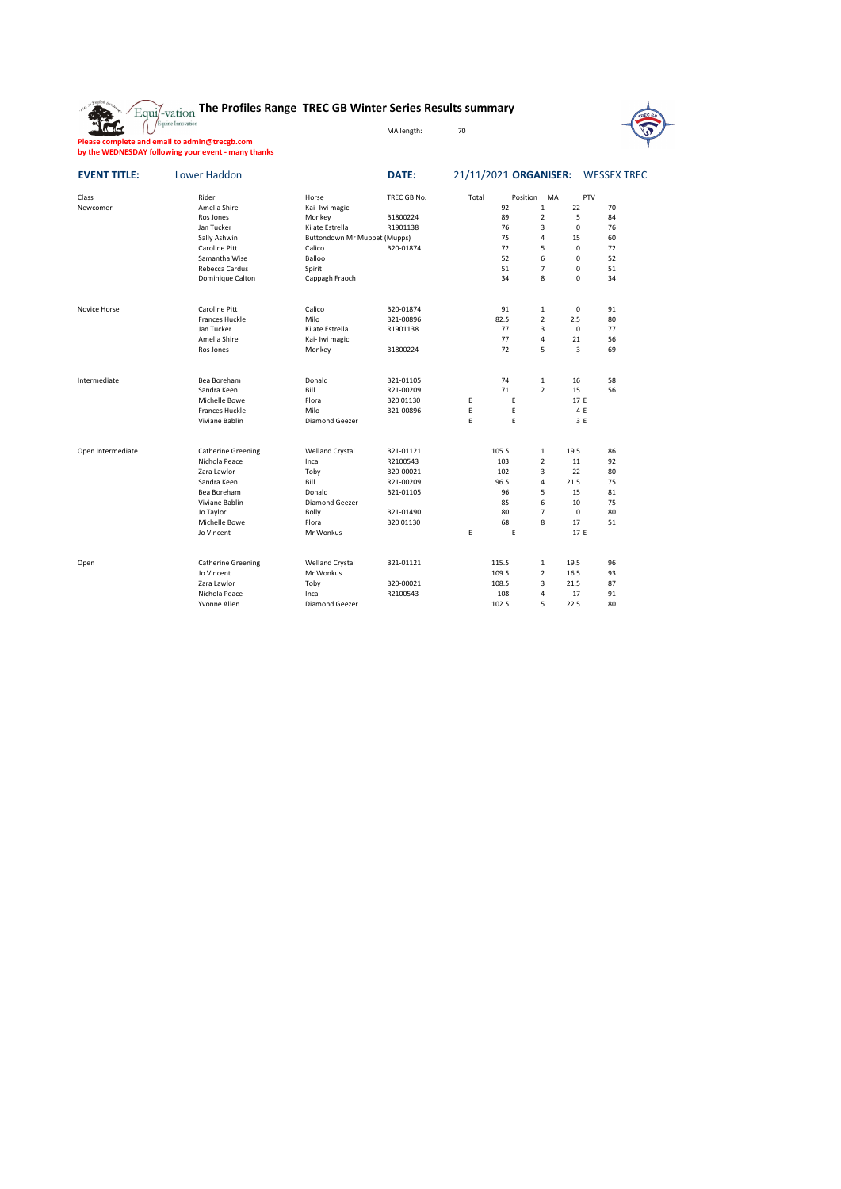# The Profiles Range TREC GB Winter Series Results summary

MA length: 70

**Please complete and email to admin@trecgb.com**
**by the WEDNESDAY following your event - many thanks**

**EVENT TITLE:** Lower Haddon **DATE:** 21/11/2021 **ORGANISER:** WESSEX TREC

| Class | Rider | Horse | TREC GB No. | Total | Position | MA | PTV |
|---|---|---|---|---|---|---|---|
| Newcomer | Amelia Shire | Kai- Iwi magic | | 92 | 1 | 22 | 70 |
| | Ros Jones | Monkey | B1800224 | 89 | 2 | 5 | 84 |
| | Jan Tucker | Kilate Estrella | R1901138 | 76 | 3 | 0 | 76 |
| | Sally Ashwin | Buttondown Mr Muppet (Mupps) | | 75 | 4 | 15 | 60 |
| | Caroline Pitt | Calico | B20-01874 | 72 | 5 | 0 | 72 |
| | Samantha Wise | Balloo | | 52 | 6 | 0 | 52 |
| | Rebecca Cardus | Spirit | | 51 | 7 | 0 | 51 |
| | Dominique Calton | Cappagh Fraoch | | 34 | 8 | 0 | 34 |
| | | | | | | | |
| Novice Horse | Caroline Pitt | Calico | B20-01874 | 91 | 1 | 0 | 91 |
| | Frances Huckle | Milo | B21-00896 | 82.5 | 2 | 2.5 | 80 |
| | Jan Tucker | Kilate Estrella | R1901138 | 77 | 3 | 0 | 77 |
| | Amelia Shire | Kai- Iwi magic | | 77 | 4 | 21 | 56 |
| | Ros Jones | Monkey | B1800224 | 72 | 5 | 3 | 69 |
| | | | | | | | |
| Intermediate | Bea Boreham | Donald | B21-01105 | 74 | 1 | 16 | 58 |
| | Sandra Keen | Bill | R21-00209 | 71 | 2 | 15 | 56 |
| | Michelle Bowe | Flora | B20 01130 | E | E | 17 | E |
| | Frances Huckle | Milo | B21-00896 | E | E | 4 | E |
| | Viviane Bablin | Diamond Geezer | | E | E | 3 | E |
| | | | | | | | |
| Open Intermediate | Catherine Greening | Welland Crystal | B21-01121 | 105.5 | 1 | 19.5 | 86 |
| | Nichola Peace | Inca | R2100543 | 103 | 2 | 11 | 92 |
| | Zara Lawlor | Toby | B20-00021 | 102 | 3 | 22 | 80 |
| | Sandra Keen | Bill | R21-00209 | 96.5 | 4 | 21.5 | 75 |
| | Bea Boreham | Donald | B21-01105 | 96 | 5 | 15 | 81 |
| | Viviane Bablin | Diamond Geezer | | 85 | 6 | 10 | 75 |
| | Jo Taylor | Bolly | B21-01490 | 80 | 7 | 0 | 80 |
| | Michelle Bowe | Flora | B20 01130 | 68 | 8 | 17 | 51 |
| | Jo Vincent | Mr Wonkus | | E | E | 17 | E |
| | | | | | | | |
| Open | Catherine Greening | Welland Crystal | B21-01121 | 115.5 | 1 | 19.5 | 96 |
| | Jo Vincent | Mr Wonkus | | 109.5 | 2 | 16.5 | 93 |
| | Zara Lawlor | Toby | B20-00021 | 108.5 | 3 | 21.5 | 87 |
| | Nichola Peace | Inca | R2100543 | 108 | 4 | 17 | 91 |
| | Yvonne Allen | Diamond Geezer | | 102.5 | 5 | 22.5 | 80 |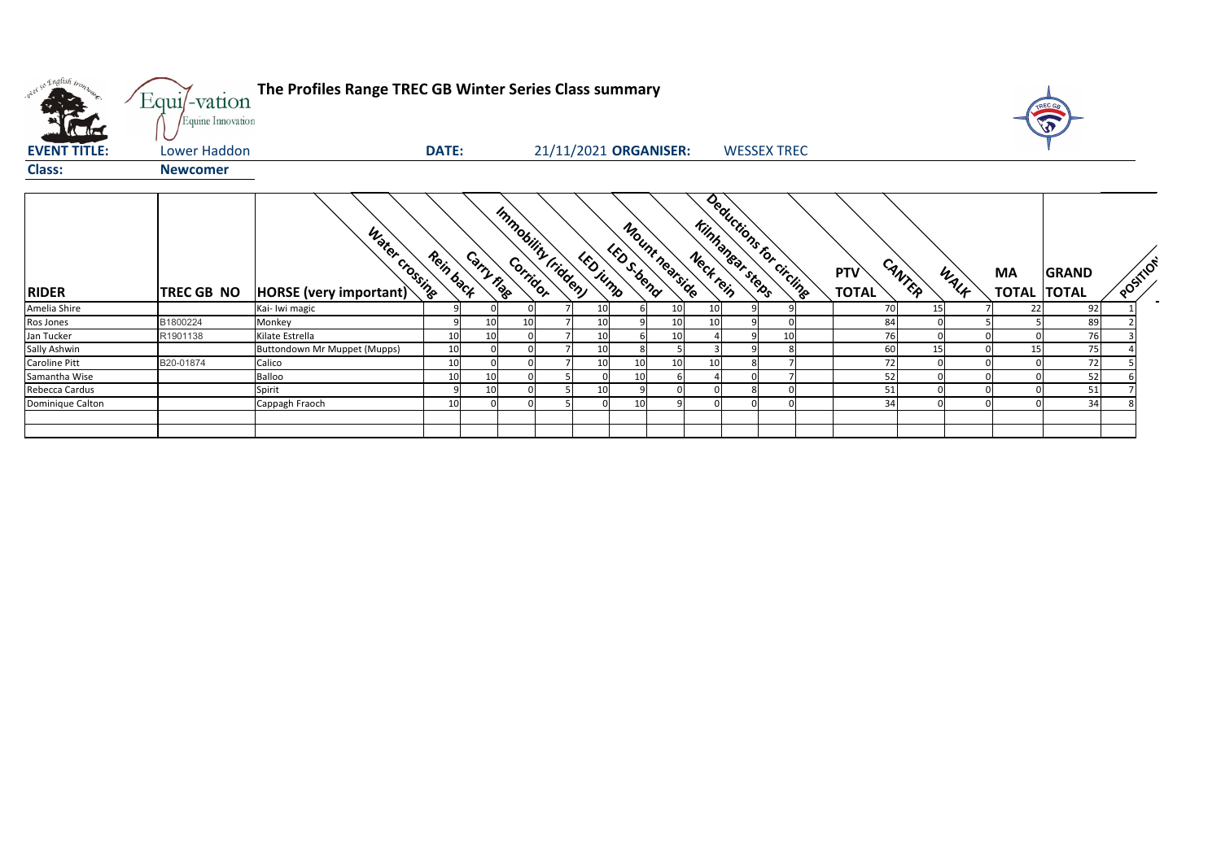# The Profiles Range TREC GB Winter Series Class summary

**EVENT TITLE:** Lower Haddon **DATE:** 21/11/2021 **ORGANISER:** WESSEX TREC

**Class:** Newcomer

| RIDER | TREC GB NO | HORSE (very important) | Water crossing | Rein back | Carry flag | Corridor | Immobility (ridden) | LED jump | LED S-bend | Mount nearside | Neck rein | Kilnhangar steps | Deductions for circling | PTV TOTAL | CANTER | WALK | MA TOTAL | GRAND TOTAL | POSITION |
|---|---|---|---|---|---|---|---|---|---|---|---|---|---|---|---|---|---|---|---|
| Amelia Shire | | Kai- Iwi magic | 9 | 0 | 0 | 7 | 10 | 6 | 10 | 10 | 9 | 9 | | 70 | 15 | 7 | 22 | 92 | 1 |
| Ros Jones | B1800224 | Monkey | 9 | 10 | 10 | 7 | 10 | 9 | 10 | 10 | 9 | 0 | | 84 | 0 | 5 | 5 | 89 | 2 |
| Jan Tucker | R1901138 | Kilate Estrella | 10 | 10 | 0 | 7 | 10 | 6 | 10 | 4 | 9 | 10 | | 76 | 0 | 0 | 0 | 76 | 3 |
| Sally Ashwin | | Buttondown Mr Muppet (Mupps) | 10 | 0 | 0 | 7 | 10 | 8 | 5 | 3 | 9 | 8 | | 60 | 15 | 0 | 15 | 75 | 4 |
| Caroline Pitt | B20-01874 | Calico | 10 | 0 | 0 | 7 | 10 | 10 | 10 | 10 | 8 | 7 | | 72 | 0 | 0 | 0 | 72 | 5 |
| Samantha Wise | | Balloo | 10 | 10 | 0 | 5 | 0 | 10 | 6 | 4 | 0 | 7 | | 52 | 0 | 0 | 0 | 52 | 6 |
| Rebecca Cardus | | Spirit | 9 | 10 | 0 | 5 | 10 | 9 | 0 | 0 | 8 | 0 | | 51 | 0 | 0 | 0 | 51 | 7 |
| Dominique Calton | | Cappagh Fraoch | 10 | 0 | 0 | 5 | 0 | 10 | 9 | 0 | 0 | 0 | | 34 | 0 | 0 | 0 | 34 | 8 |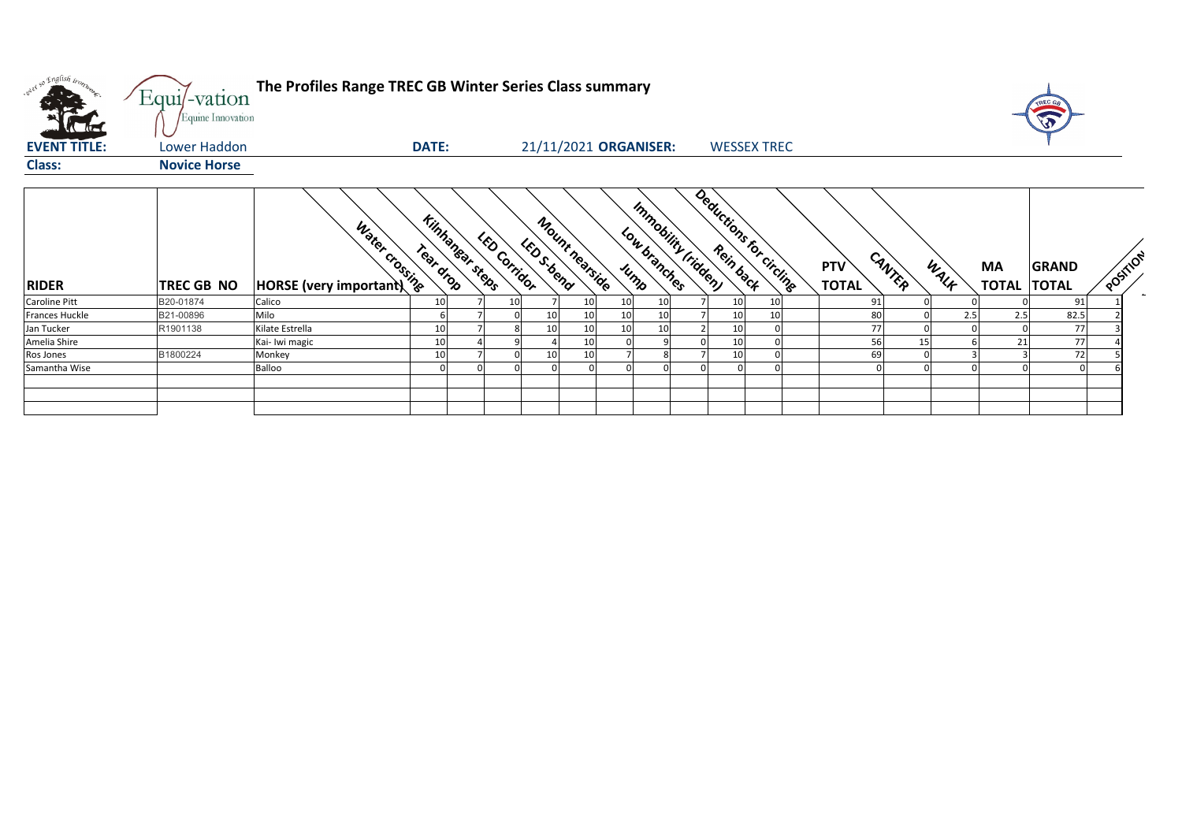# The Profiles Range TREC GB Winter Series Class summary

Equi-vation Equine Innovation

**EVENT TITLE:** Lower Haddon **DATE:** 21/11/2021 **ORGANISER:** WESSEX TREC

**Class:** **Novice Horse**

| RIDER | TREC GB NO | HORSE (very important) | Water crossing | Tear drop | Kilnhangar steps | LED Corridor | LED S-bend | Mount nearside | Jump | Low branches | Immobility (ridden) | Rein back | Deductions for circling | PTV TOTAL | CANTER | WALK | MA TOTAL | GRAND TOTAL | POSITION |
|---|---|---|---|---|---|---|---|---|---|---|---|---|---|---|---|---|---|---|---|
| Caroline Pitt | B20-01874 | Calico | 10 | 7 | 10 | 7 | 10 | 10 | 10 | 7 | 10 | 10 | | 91 | 0 | 0 | 0 | 91 | 1 |
| Frances Huckle | B21-00896 | Milo | 6 | 7 | 0 | 10 | 10 | 10 | 10 | 7 | 10 | 10 | | 80 | 0 | 2.5 | 2.5 | 82.5 | 2 |
| Jan Tucker | R1901138 | Kilate Estrella | 10 | 7 | 8 | 10 | 10 | 10 | 10 | 2 | 10 | 0 | | 77 | 0 | 0 | 0 | 77 | 3 |
| Amelia Shire | | Kai- Iwi magic | 10 | 4 | 9 | 4 | 10 | 0 | 9 | 0 | 10 | 0 | | 56 | 15 | 6 | 21 | 77 | 4 |
| Ros Jones | B1800224 | Monkey | 10 | 7 | 0 | 10 | 10 | 7 | 8 | 7 | 10 | 0 | | 69 | 0 | 3 | 3 | 72 | 5 |
| Samantha Wise | | Balloo | 0 | 0 | 0 | 0 | 0 | 0 | 0 | 0 | 0 | 0 | | 0 | 0 | 0 | 0 | 0 | 6 |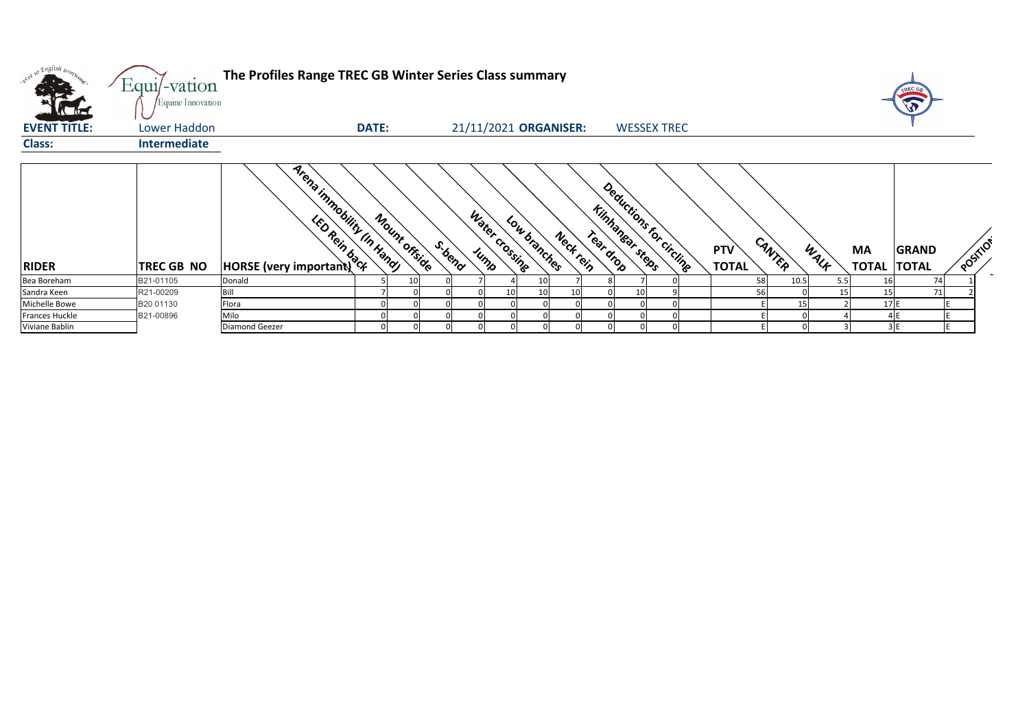**The Profiles Range TREC GB Winter Series Class summary**

**EVENT TITLE:** Lower Haddon **DATE:** 21/11/2021 **ORGANISER:** WESSEX TREC

**Class:** **Intermediate**

| RIDER | TREC GB NO | HORSE (very important) | Arena immobility (In Hand) | LED Rein back | Mount offside | S-bend | Jump | Water crossing | Low branches | Neck rein | Tear drop | Kilnhangar steps | Deductions for circling | PTV TOTAL | CANTER | WALK | MA TOTAL | GRAND TOTAL | POSITION |
|---|---|---|---|---|---|---|---|---|---|---|---|---|---|---|---|---|---|---|---|
| Bea Boreham | B21-01105 | Donald | 5 | 10 | 0 | 7 | 4 | 10 | 7 | 8 | 7 | 0 | | 58 | 10.5 | 5.5 | 16 | 74 | 1 |
| Sandra Keen | R21-00209 | Bill | 7 | 0 | 0 | 0 | 10 | 10 | 10 | 0 | 10 | 9 | | 56 | 0 | 15 | 15 | 71 | 2 |
| Michelle Bowe | B20 01130 | Flora | 0 | 0 | 0 | 0 | 0 | 0 | 0 | 0 | 0 | 0 | | E | 15 | 2 | 17 | E | E |
| Frances Huckle | B21-00896 | Milo | 0 | 0 | 0 | 0 | 0 | 0 | 0 | 0 | 0 | 0 | | E | 0 | 4 | 4 | E | E |
| Viviane Bablin | | Diamond Geezer | 0 | 0 | 0 | 0 | 0 | 0 | 0 | 0 | 0 | 0 | | E | 0 | 3 | 3 | E | E |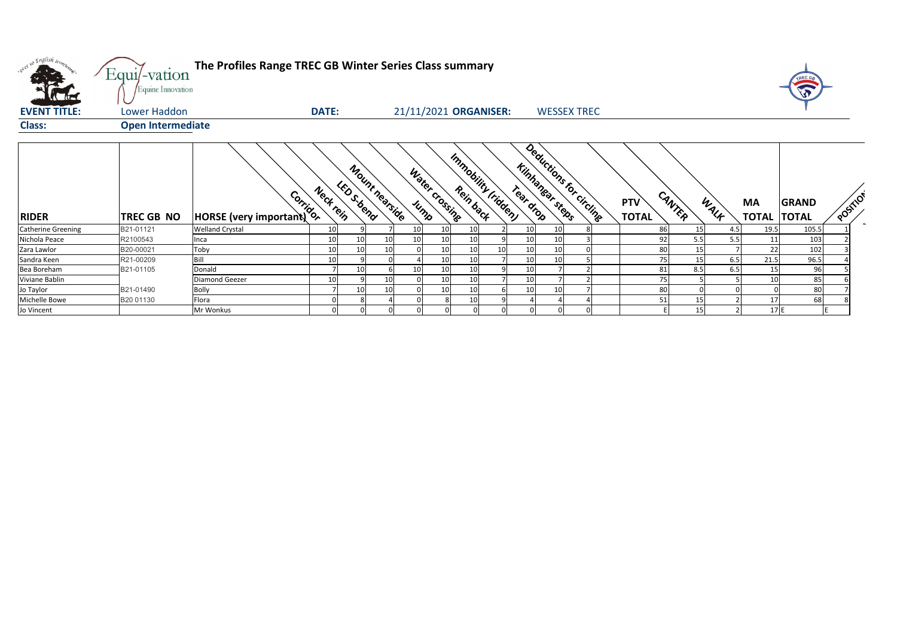# The Profiles Range TREC GB Winter Series Class summary

**EVENT TITLE:** Lower Haddon **DATE:** 21/11/2021 **ORGANISER:** WESSEX TREC

**Class:** **Open Intermediate**

| RIDER | TREC GB NO | HORSE (very important) | Corridor | Neck rein | LED S-bend | Mount nearside | Jump | Water crossing | Rein back | Immobility (ridden) | Tear drop | Kinhangar steps | Deductions for circling | PTV TOTAL | CANTER | WALK | MA TOTAL | GRAND TOTAL | POSITION |
|---|---|---|---|---|---|---|---|---|---|---|---|---|---|---|---|---|---|---|---|
| Catherine Greening | B21-01121 | Welland Crystal | 10 | 9 | 7 | 10 | 10 | 10 | 2 | 10 | 10 | 8 | 86 | 15 | 4.5 | 19.5 | 105.5 | 1 |
| Nichola Peace | R2100543 | Inca | 10 | 10 | 10 | 10 | 10 | 10 | 9 | 10 | 10 | 3 | 92 | 5.5 | 5.5 | 11 | 103 | 2 |
| Zara Lawlor | B20-00021 | Toby | 10 | 10 | 10 | 0 | 10 | 10 | 10 | 10 | 10 | 0 | 80 | 15 | 7 | 22 | 102 | 3 |
| Sandra Keen | R21-00209 | Bill | 10 | 9 | 0 | 4 | 10 | 10 | 7 | 10 | 10 | 5 | 75 | 15 | 6.5 | 21.5 | 96.5 | 4 |
| Bea Boreham | B21-01105 | Donald | 7 | 10 | 6 | 10 | 10 | 10 | 9 | 10 | 7 | 2 | 81 | 8.5 | 6.5 | 15 | 96 | 5 |
| Viviane Bablin | | Diamond Geezer | 10 | 9 | 10 | 0 | 10 | 10 | 7 | 10 | 7 | 2 | 75 | 5 | 5 | 10 | 85 | 6 |
| Jo Taylor | B21-01490 | Bolly | 7 | 10 | 10 | 0 | 10 | 10 | 6 | 10 | 10 | 7 | 80 | 0 | 0 | 0 | 80 | 7 |
| Michelle Bowe | B20 01130 | Flora | 0 | 8 | 4 | 0 | 8 | 10 | 9 | 4 | 4 | 4 | 51 | 15 | 2 | 17 | 68 | 8 |
| Jo Vincent | | Mr Wonkus | 0 | 0 | 0 | 0 | 0 | 0 | 0 | 0 | 0 | 0 | E | 15 | 2 | 17 | E | E |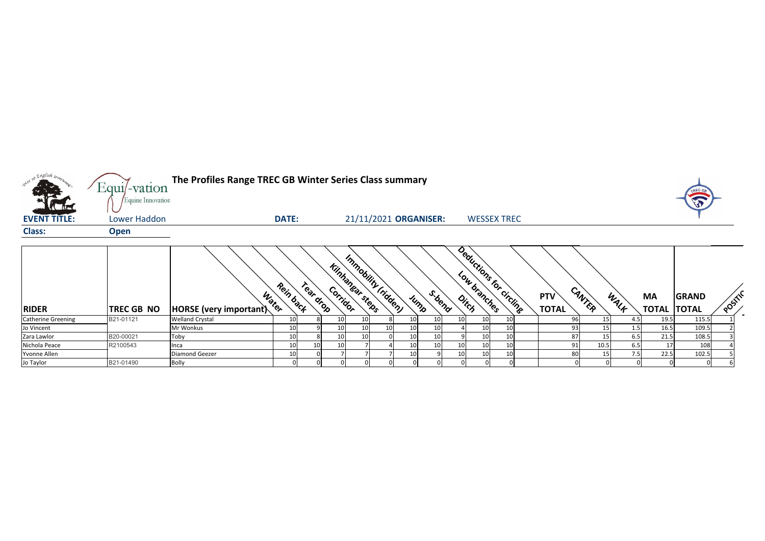# The Profiles Range TREC GB Winter Series Class summary

**EVENT TITLE:** Lower Haddon **DATE:** 21/11/2021 **ORGANISER:** WESSEX TREC

**Class:** Open

| RIDER | TREC GB NO | HORSE (very important) | Water | Rein back | Tear drop | Corridor | Kilnhangar steps | Immobility (ridden) | Jump | S-bend | Ditch | Low branches | Deductions for circling | PTV TOTAL | CANTER | WALK | MA TOTAL | GRAND TOTAL | POSITION |
|---|---|---|---|---|---|---|---|---|---|---|---|---|---|---|---|---|---|---|---|
| Catherine Greening | B21-01121 | Welland Crystal | 10 | 8 | 10 | 10 | 8 | 10 | 10 | 10 | 10 | 10 | | 96 | 15 | 4.5 | 19.5 | 115.5 | 1 |
| Jo Vincent | | Mr Wonkus | 10 | 9 | 10 | 10 | 10 | 10 | 10 | 4 | 10 | 10 | | 93 | 15 | 1.5 | 16.5 | 109.5 | 2 |
| Zara Lawlor | B20-00021 | Toby | 10 | 8 | 10 | 10 | 0 | 10 | 10 | 9 | 10 | 10 | | 87 | 15 | 6.5 | 21.5 | 108.5 | 3 |
| Nichola Peace | R2100543 | Inca | 10 | 10 | 10 | 7 | 4 | 10 | 10 | 10 | 10 | 10 | | 91 | 10.5 | 6.5 | 17 | 108 | 4 |
| Yvonne Allen | | Diamond Geezer | 10 | 0 | 7 | 7 | 7 | 10 | 9 | 10 | 10 | 10 | | 80 | 15 | 7.5 | 22.5 | 102.5 | 5 |
| Jo Taylor | B21-01490 | Bolly | 0 | 0 | 0 | 0 | 0 | 0 | 0 | 0 | 0 | 0 | | 0 | 0 | 0 | 0 | 0 | 6 |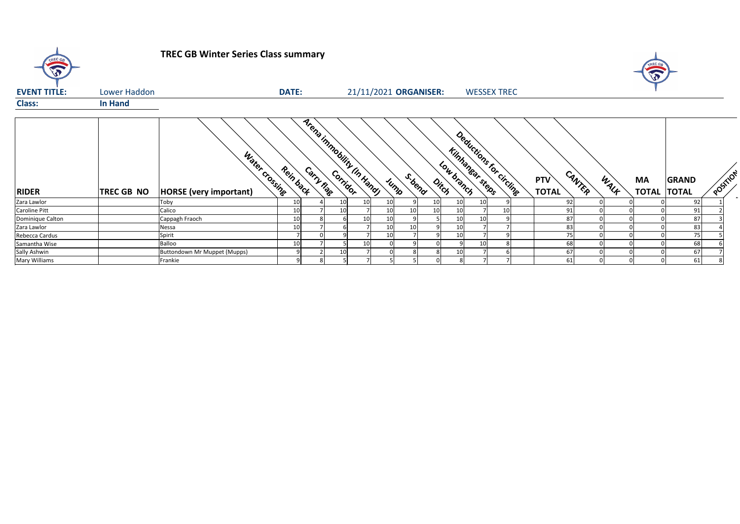# TREC GB Winter Series Class summary

**EVENT TITLE:** Lower Haddon **DATE:** 21/11/2021 **ORGANISER:** WESSEX TREC

**Class:** **In Hand**

| RIDER | TREC GB NO | HORSE (very important) | Water crossing | Rein back | Carry flag | Corridor | Arena immobility (In Hand) | Jump | S-bend | Ditch | Low branch | Kilnhangar steps | Deductions for circling | PTV TOTAL | CANTER | WALK | MA TOTAL | GRAND TOTAL | POSITION |
|---|---|---|---|---|---|---|---|---|---|---|---|---|---|---|---|---|---|---|---|
| Zara Lawlor | | Toby | 10 | 4 | 10 | 10 | 10 | 9 | 10 | 10 | 10 | 9 | | 92 | 0 | 0 | 0 | 92 | 1 |
| Caroline Pitt | | Calico | 10 | 7 | 10 | 7 | 10 | 10 | 10 | 10 | 7 | 10 | | 91 | 0 | 0 | 0 | 91 | 2 |
| Dominique Calton | | Cappagh Fraoch | 10 | 8 | 6 | 10 | 10 | 9 | 5 | 10 | 10 | 9 | | 87 | 0 | 0 | 0 | 87 | 3 |
| Zara Lawlor | | Nessa | 10 | 7 | 6 | 7 | 10 | 10 | 9 | 10 | 7 | 7 | | 83 | 0 | 0 | 0 | 83 | 4 |
| Rebecca Cardus | | Spirit | 7 | 0 | 9 | 7 | 10 | 7 | 9 | 10 | 7 | 9 | | 75 | 0 | 0 | 0 | 75 | 5 |
| Samantha Wise | | Balloo | 10 | 7 | 5 | 10 | 0 | 9 | 0 | 9 | 10 | 8 | | 68 | 0 | 0 | 0 | 68 | 6 |
| Sally Ashwin | | Buttondown Mr Muppet (Mupps) | 9 | 2 | 10 | 7 | 0 | 8 | 8 | 10 | 7 | 6 | | 67 | 0 | 0 | 0 | 67 | 7 |
| Mary Williams | | Frankie | 9 | 8 | 5 | 7 | 5 | 5 | 0 | 8 | 7 | 7 | | 61 | 0 | 0 | 0 | 61 | 8 |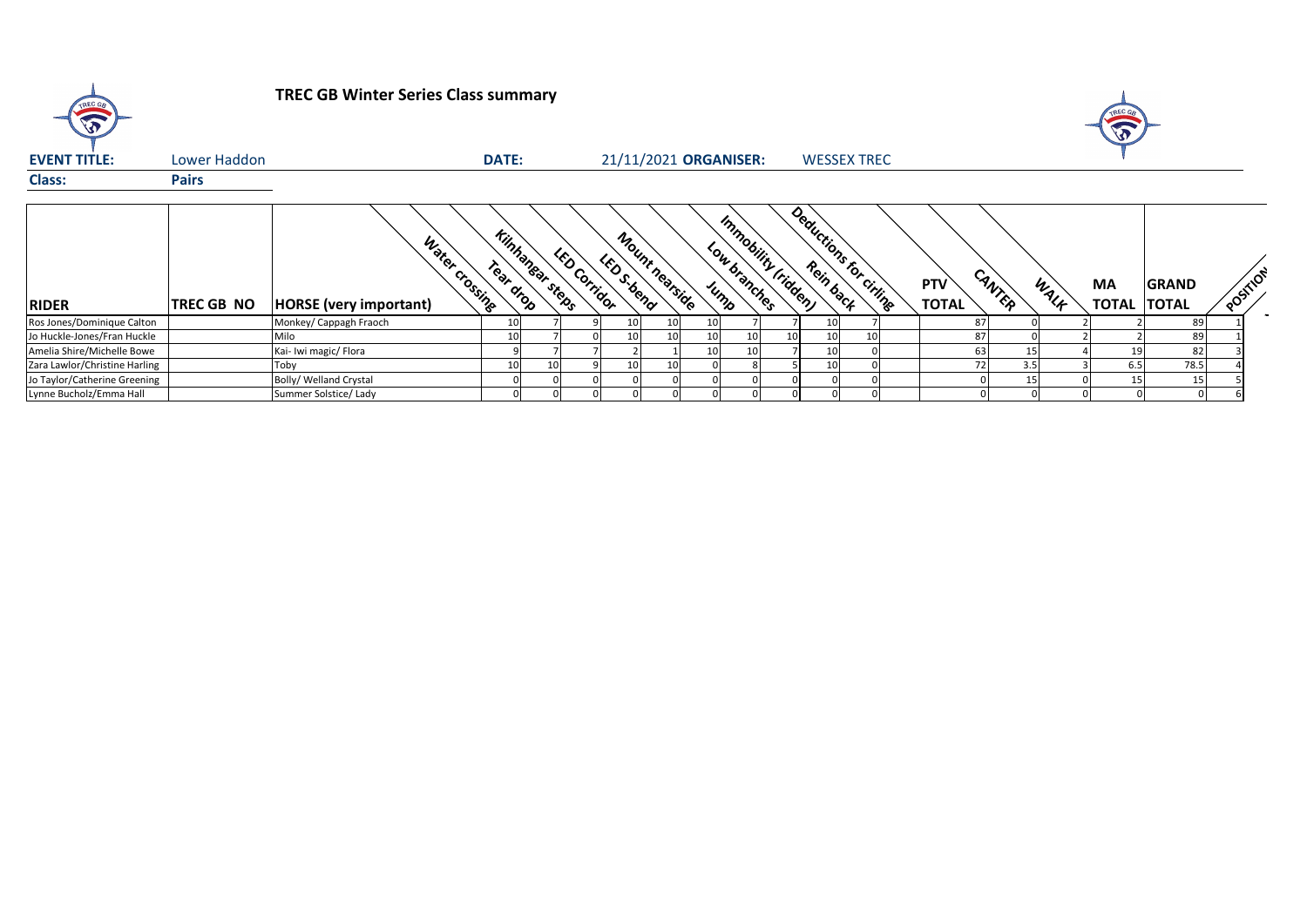# TREC GB Winter Series Class summary

**EVENT TITLE:** Lower Haddon  **DATE:** 21/11/2021  **ORGANISER:** WESSEX TREC

**Class:** Pairs

| RIDER | TREC GB NO | HORSE (very important) | Water crossing | Tear drop | Kilnhangar steps | LED Corridor | LED S-bend | Mount nearside | Jump | Low branches | Immobility (ridden) | Rein back | Deductions for circling | PTV TOTAL | CANTER | WALK | MA TOTAL | GRAND TOTAL | POSITION |
|---|---|---|---|---|---|---|---|---|---|---|---|---|---|---|---|---|---|---|---|
| Ros Jones/Dominique Calton | | Monkey/ Cappagh Fraoch | 10 | 7 | 9 | 10 | 10 | 10 | 7 | 7 | 10 | 7 | | 87 | 0 | 2 | 2 | 89 | 1 |
| Jo Huckle-Jones/Fran Huckle | | Milo | 10 | 7 | 0 | 10 | 10 | 10 | 10 | 10 | 10 | 10 | | 87 | 0 | 2 | 2 | 89 | 1 |
| Amelia Shire/Michelle Bowe | | Kai- Iwi magic/ Flora | 9 | 7 | 7 | 2 | 1 | 10 | 10 | 7 | 10 | 0 | | 63 | 15 | 4 | 19 | 82 | 3 |
| Zara Lawlor/Christine Harling | | Toby | 10 | 10 | 9 | 10 | 10 | 0 | 8 | 5 | 10 | 0 | | 72 | 3.5 | 3 | 6.5 | 78.5 | 4 |
| Jo Taylor/Catherine Greening | | Bolly/ Welland Crystal | 0 | 0 | 0 | 0 | 0 | 0 | 0 | 0 | 0 | 0 | | 0 | 15 | 0 | 15 | 15 | 5 |
| Lynne Bucholz/Emma Hall | | Summer Solstice/ Lady | 0 | 0 | 0 | 0 | 0 | 0 | 0 | 0 | 0 | 0 | | 0 | 0 | 0 | 0 | 0 | 6 |